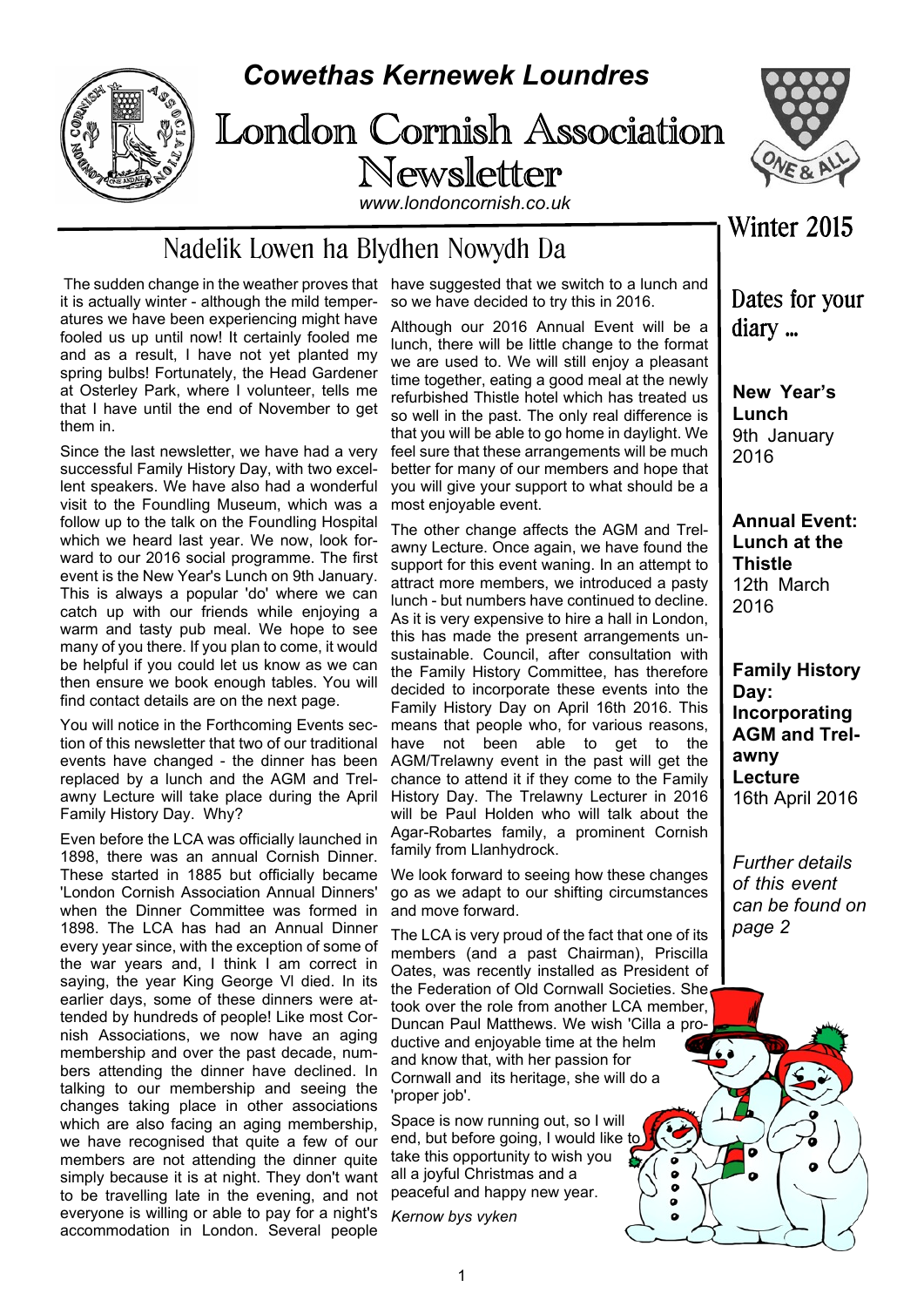# Cowethas Kernewek Loundres

# London Cornish Association Newsletter

www.londoncornish.co.uk

## Winter 2015

## Nadelik Lowen ha Blydhen Nowydh Da

The sudden change in the weather proves that it is actually winter - although the mild temperatures we have been experiencing might have fooled us up until now! It certainly fooled me and as a result, I have not yet planted my spring bulbs! Fortunately, the Head Gardener at Osterley Park, where I volunteer, tells me that I have until the end of November to get them in.

Since the last newsletter, we have had a very successful Family History Day, with two excellent speakers. We have also had a wonderful visit to the Foundling Museum, which was a follow up to the talk on the Foundling Hospital which we heard last year. We now, look forward to our 2016 social programme. The first event is the New Year's Lunch on 9th January. This is always a popular 'do' where we can catch up with our friends while enjoying a warm and tasty pub meal. We hope to see many of you there. If you plan to come, it would be helpful if you could let us know as we can then ensure we book enough tables. You will find contact details are on the next page.

You will notice in the Forthcoming Events section of this newsletter that two of our traditional events have changed - the dinner has been replaced by a lunch and the AGM and Trelawny Lecture will take place during the April Family History Day. Why?

Even before the LCA was officially launched in 1898, there was an annual Cornish Dinner. These started in 1885 but officially became 'London Cornish Association Annual Dinners' when the Dinner Committee was formed in 1898. The LCA has had an Annual Dinner every year since, with the exception of some of the war years and, I think I am correct in saying, the year King George VI died. In its earlier days, some of these dinners were attended by hundreds of people! Like most Cornish Associations, we now have an aging membership and over the past decade, numbers attending the dinner have declined. In talking to our membership and seeing the changes taking place in other associations which are also facing an aging membership, we have recognised that quite a few of our members are not attending the dinner quite simply because it is at night. They don't want to be travelling late in the evening, and not everyone is willing or able to pay for a night's accommodation in London. Several people have suggested that we switch to a lunch and so we have decided to try this in 2016.

Although our 2016 Annual Event will be a lunch, there will be little change to the format we are used to. We will still enjoy a pleasant time together, eating a good meal at the newly refurbished Thistle hotel which has treated us so well in the past. The only real difference is that you will be able to go home in daylight. We feel sure that these arrangements will be much better for many of our members and hope that you will give your support to what should be a most enjoyable event.

The other change affects the AGM and Trelawny Lecture. Once again, we have found the support for this event waning. In an attempt to attract more members, we introduced a pasty lunch - but numbers have continued to decline. As it is very expensive to hire a hall in London, this has made the present arrangements unsustainable. Council, after consultation with the Family History Committee, has therefore decided to incorporate these events into the Family History Day on April 16th 2016. This means that people who, for various reasons, have not been able to get to the AGM/Trelawny event in the past will get the chance to attend it if they come to the Family History Day. The Trelawny Lecturer in 2016 will be Paul Holden who will talk about the Agar-Robartes family, a prominent Cornish family from Llanhydrock.

We look forward to seeing how these changes go as we adapt to our shifting circumstances and move forward.

The LCA is very proud of the fact that one of its members (and a past Chairman), Priscilla Oates, was recently installed as President of the Federation of Old Cornwall Societies. She took over the role from another LCA member, Duncan Paul Matthews. We wish 'Cilla a productive and enjoyable time at the helm and know that, with her passion for Cornwall and its heritage, she will do a 'proper job'.

Space is now running out, so I will end, but before going, I would like to take this opportunity to wish you all a joyful Christmas and a peaceful and happy new year.

*Kernow bys vyken*

## Dates for your diary ...

**New Year's Lunch**
9th January 2016

**Annual Event: Lunch at the Thistle**
12th March 2016

**Family History Day: Incorporating AGM and Trelawny Lecture**
16th April 2016

*Further details of this event can be found on page 2*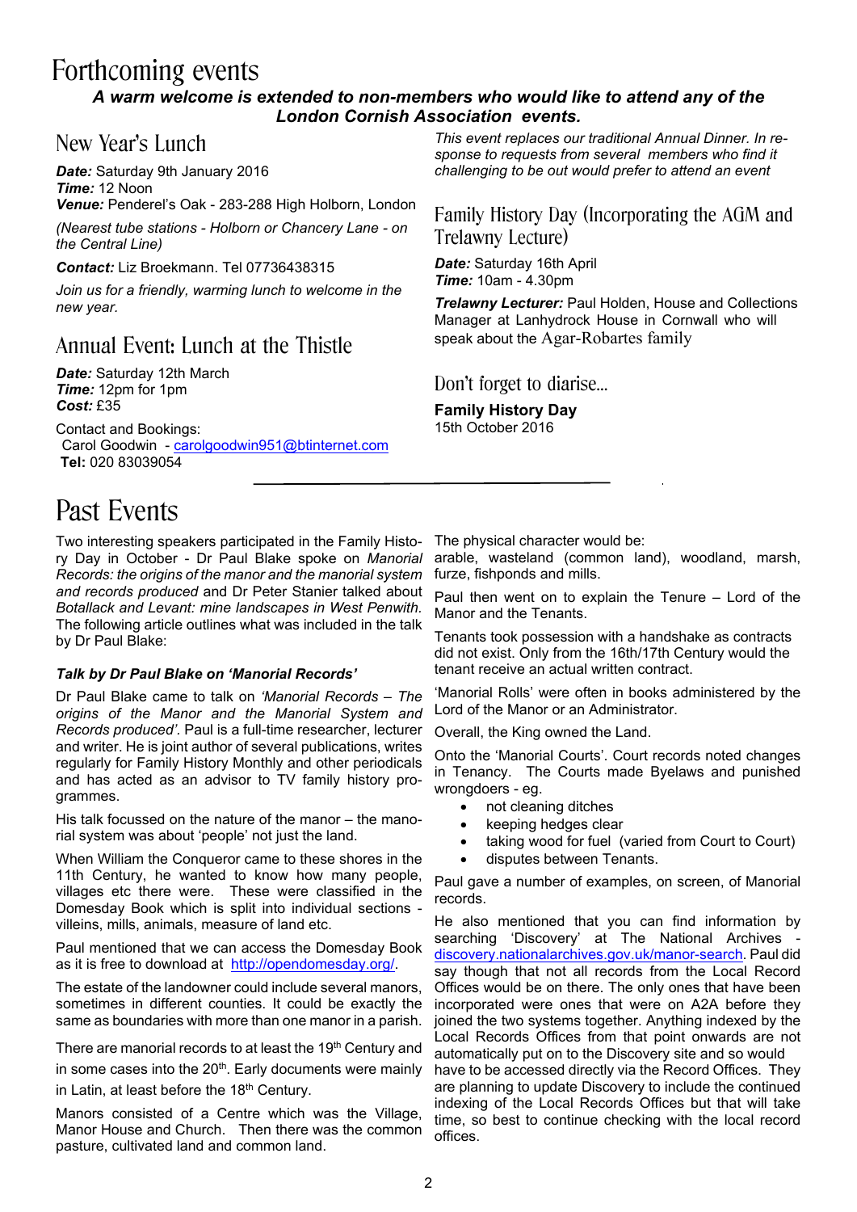# Forthcoming events

***A warm welcome is extended to non-members who would like to attend any of the London Cornish Association events.***

## New Year's Lunch

***Date:*** Saturday 9th January 2016
***Time:*** 12 Noon
***Venue:*** Penderel's Oak - 283-288 High Holborn, London

*(Nearest tube stations - Holborn or Chancery Lane - on the Central Line)*

***Contact:*** Liz Broekmann. Tel 07736438315

*Join us for a friendly, warming lunch to welcome in the new year.*

*This event replaces our traditional Annual Dinner. In response to requests from several members who find it challenging to be out would prefer to attend an event*

## Annual Event: Lunch at the Thistle

***Date:*** Saturday 12th March
***Time:*** 12pm for 1pm
***Cost:*** £35

Contact and Bookings:
Carol Goodwin - carolgoodwin951@btinternet.com
**Tel:** 020 83039054

## Family History Day (Incorporating the AGM and Trelawny Lecture)

***Date:*** Saturday 16th April
***Time:*** 10am - 4.30pm

***Trelawny Lecturer:*** Paul Holden, House and Collections Manager at Lanhydrock House in Cornwall who will speak about the Agar-Robartes family

## Don't forget to diarise...

**Family History Day**
15th October 2016

# Past Events

Two interesting speakers participated in the Family History Day in October - Dr Paul Blake spoke on *Manorial Records: the origins of the manor and the manorial system and records produced* and Dr Peter Stanier talked about *Botallack and Levant: mine landscapes in West Penwith.* The following article outlines what was included in the talk by Dr Paul Blake:

### *Talk by Dr Paul Blake on 'Manorial Records'*

Dr Paul Blake came to talk on *'Manorial Records – The origins of the Manor and the Manorial System and Records produced'*. Paul is a full-time researcher, lecturer and writer. He is joint author of several publications, writes regularly for Family History Monthly and other periodicals and has acted as an advisor to TV family history programmes.

His talk focussed on the nature of the manor – the manorial system was about 'people' not just the land.

When William the Conqueror came to these shores in the 11th Century, he wanted to know how many people, villages etc there were. These were classified in the Domesday Book which is split into individual sections - villeins, mills, animals, measure of land etc.

Paul mentioned that we can access the Domesday Book as it is free to download at http://opendomesday.org/.

The estate of the landowner could include several manors, sometimes in different counties. It could be exactly the same as boundaries with more than one manor in a parish.

There are manorial records to at least the 19th Century and in some cases into the 20th. Early documents were mainly in Latin, at least before the 18th Century.

Manors consisted of a Centre which was the Village, Manor House and Church. Then there was the common pasture, cultivated land and common land.

The physical character would be:
arable, wasteland (common land), woodland, marsh, furze, fishponds and mills.

Paul then went on to explain the Tenure – Lord of the Manor and the Tenants.

Tenants took possession with a handshake as contracts did not exist. Only from the 16th/17th Century would the tenant receive an actual written contract.

'Manorial Rolls' were often in books administered by the Lord of the Manor or an Administrator.

Overall, the King owned the Land.

Onto the 'Manorial Courts'. Court records noted changes in Tenancy. The Courts made Byelaws and punished wrongdoers - eg.

- not cleaning ditches
- keeping hedges clear
- taking wood for fuel (varied from Court to Court)
- disputes between Tenants.

Paul gave a number of examples, on screen, of Manorial records.

He also mentioned that you can find information by searching 'Discovery' at The National Archives - discovery.nationalarchives.gov.uk/manor-search. Paul did say though that not all records from the Local Record Offices would be on there. The only ones that have been incorporated were ones that were on A2A before they joined the two systems together. Anything indexed by the Local Records Offices from that point onwards are not automatically put on to the Discovery site and so would have to be accessed directly via the Record Offices. They are planning to update Discovery to include the continued indexing of the Local Records Offices but that will take time, so best to continue checking with the local record offices.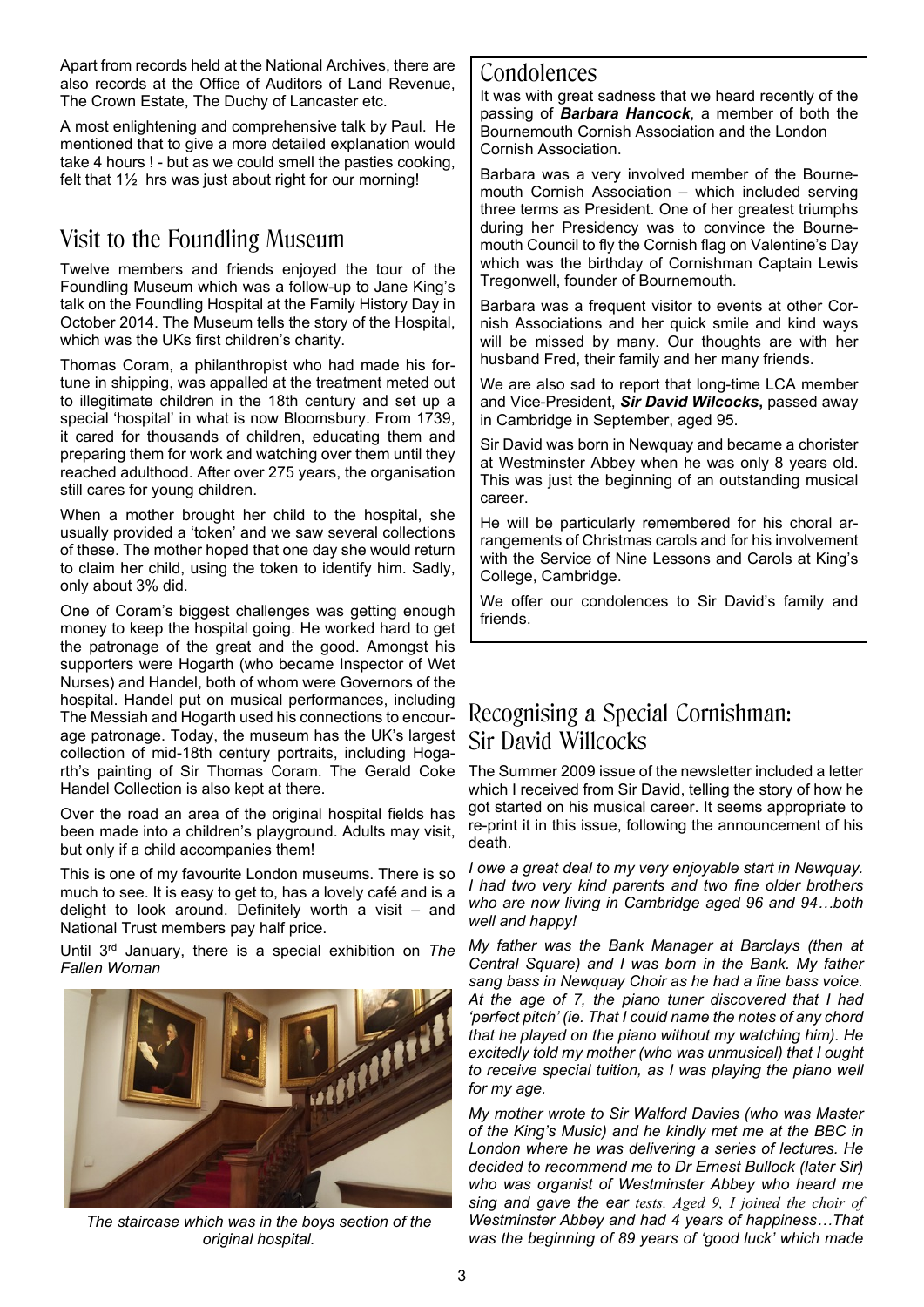Apart from records held at the National Archives, there are also records at the Office of Auditors of Land Revenue, The Crown Estate, The Duchy of Lancaster etc.

A most enlightening and comprehensive talk by Paul. He mentioned that to give a more detailed explanation would take 4 hours ! - but as we could smell the pasties cooking, felt that 1½ hrs was just about right for our morning!

## Visit to the Foundling Museum

Twelve members and friends enjoyed the tour of the Foundling Museum which was a follow-up to Jane King's talk on the Foundling Hospital at the Family History Day in October 2014. The Museum tells the story of the Hospital, which was the UKs first children's charity.

Thomas Coram, a philanthropist who had made his fortune in shipping, was appalled at the treatment meted out to illegitimate children in the 18th century and set up a special 'hospital' in what is now Bloomsbury. From 1739, it cared for thousands of children, educating them and preparing them for work and watching over them until they reached adulthood. After over 275 years, the organisation still cares for young children.

When a mother brought her child to the hospital, she usually provided a 'token' and we saw several collections of these. The mother hoped that one day she would return to claim her child, using the token to identify him. Sadly, only about 3% did.

One of Coram's biggest challenges was getting enough money to keep the hospital going. He worked hard to get the patronage of the great and the good. Amongst his supporters were Hogarth (who became Inspector of Wet Nurses) and Handel, both of whom were Governors of the hospital. Handel put on musical performances, including The Messiah and Hogarth used his connections to encourage patronage. Today, the museum has the UK's largest collection of mid-18th century portraits, including Hogarth's painting of Sir Thomas Coram. The Gerald Coke Handel Collection is also kept at there.

Over the road an area of the original hospital fields has been made into a children's playground. Adults may visit, but only if a child accompanies them!

This is one of my favourite London museums. There is so much to see. It is easy to get to, has a lovely café and is a delight to look around. Definitely worth a visit – and National Trust members pay half price.

Until 3rd January, there is a special exhibition on *The Fallen Woman*

*The staircase which was in the boys section of the original hospital.*

## Condolences

It was with great sadness that we heard recently of the passing of ***Barbara Hancock***, a member of both the Bournemouth Cornish Association and the London Cornish Association.

Barbara was a very involved member of the Bournemouth Cornish Association – which included serving three terms as President. One of her greatest triumphs during her Presidency was to convince the Bournemouth Council to fly the Cornish flag on Valentine's Day which was the birthday of Cornishman Captain Lewis Tregonwell, founder of Bournemouth.

Barbara was a frequent visitor to events at other Cornish Associations and her quick smile and kind ways will be missed by many. Our thoughts are with her husband Fred, their family and her many friends.

We are also sad to report that long-time LCA member and Vice-President, ***Sir David Wilcocks***, passed away in Cambridge in September, aged 95.

Sir David was born in Newquay and became a chorister at Westminster Abbey when he was only 8 years old. This was just the beginning of an outstanding musical career.

He will be particularly remembered for his choral arrangements of Christmas carols and for his involvement with the Service of Nine Lessons and Carols at King's College, Cambridge.

We offer our condolences to Sir David's family and friends.

## Recognising a Special Cornishman: Sir David Willcocks

The Summer 2009 issue of the newsletter included a letter which I received from Sir David, telling the story of how he got started on his musical career. It seems appropriate to re-print it in this issue, following the announcement of his death.

*I owe a great deal to my very enjoyable start in Newquay. I had two very kind parents and two fine older brothers who are now living in Cambridge aged 96 and 94…both well and happy!*

*My father was the Bank Manager at Barclays (then at Central Square) and I was born in the Bank. My father sang bass in Newquay Choir as he had a fine bass voice. At the age of 7, the piano tuner discovered that I had 'perfect pitch' (ie. That I could name the notes of any chord that he played on the piano without my watching him). He excitedly told my mother (who was unmusical) that I ought to receive special tuition, as I was playing the piano well for my age.*

*My mother wrote to Sir Walford Davies (who was Master of the King's Music) and he kindly met me at the BBC in London where he was delivering a series of lectures. He decided to recommend me to Dr Ernest Bullock (later Sir) who was organist of Westminster Abbey who heard me sing and gave the ear tests. Aged 9, I joined the choir of Westminster Abbey and had 4 years of happiness…That was the beginning of 89 years of 'good luck' which made*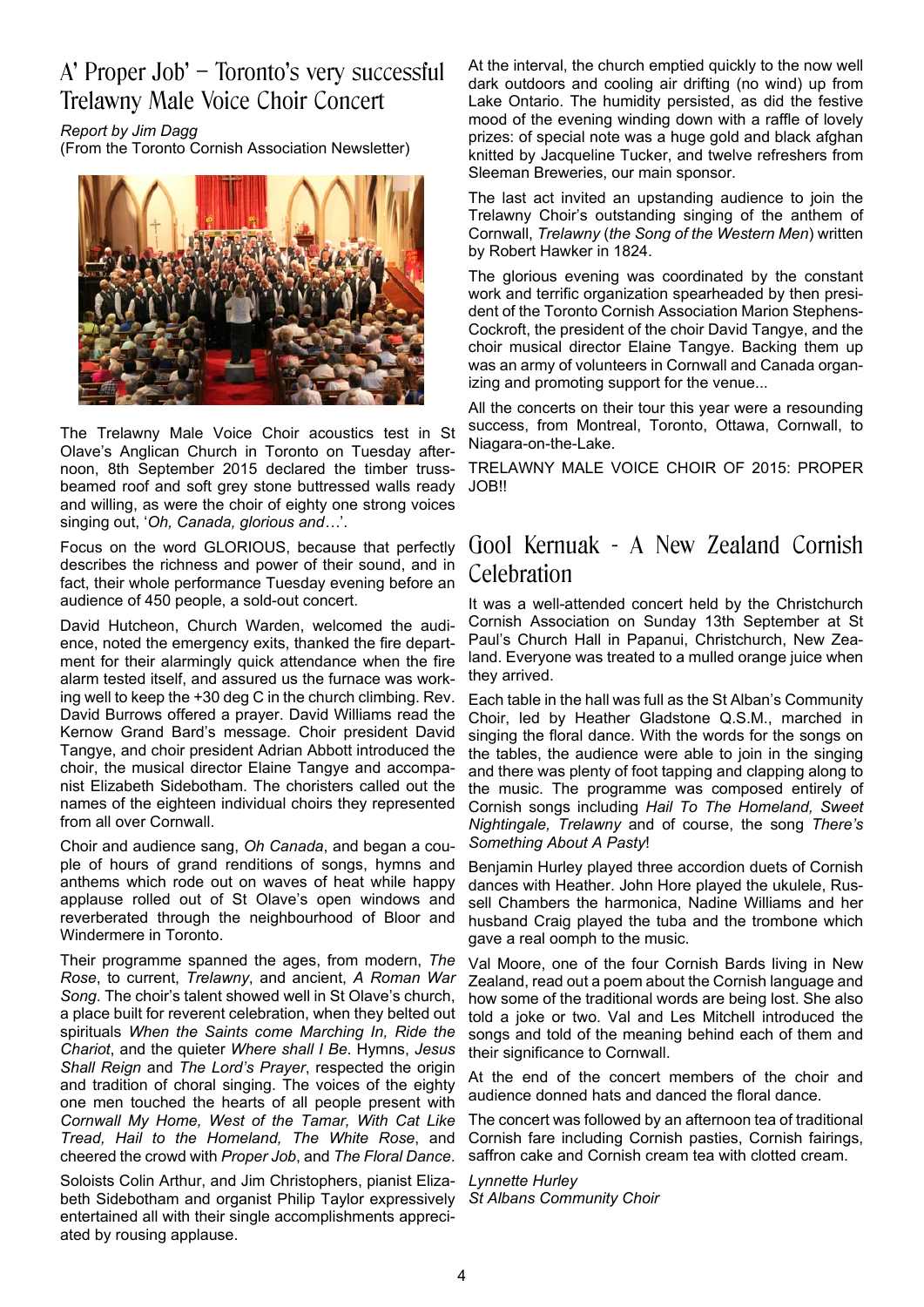# A' Proper Job' – Toronto's very successful Trelawny Male Voice Choir Concert

*Report by Jim Dagg*
(From the Toronto Cornish Association Newsletter)

The Trelawny Male Voice Choir acoustics test in St Olave's Anglican Church in Toronto on Tuesday afternoon, 8th September 2015 declared the timber truss-beamed roof and soft grey stone buttressed walls ready and willing, as were the choir of eighty one strong voices singing out, '*Oh, Canada, glorious and*…'.

Focus on the word GLORIOUS, because that perfectly describes the richness and power of their sound, and in fact, their whole performance Tuesday evening before an audience of 450 people, a sold-out concert.

David Hutcheon, Church Warden, welcomed the audience, noted the emergency exits, thanked the fire department for their alarmingly quick attendance when the fire alarm tested itself, and assured us the furnace was working well to keep the +30 deg C in the church climbing. Rev. David Burrows offered a prayer. David Williams read the Kernow Grand Bard's message. Choir president David Tangye, and choir president Adrian Abbott introduced the choir, the musical director Elaine Tangye and accompanist Elizabeth Sidebotham. The choristers called out the names of the eighteen individual choirs they represented from all over Cornwall.

Choir and audience sang, *Oh Canada*, and began a couple of hours of grand renditions of songs, hymns and anthems which rode out on waves of heat while happy applause rolled out of St Olave's open windows and reverberated through the neighbourhood of Bloor and Windermere in Toronto.

Their programme spanned the ages, from modern, *The Rose*, to current, *Trelawny*, and ancient, *A Roman War Song*. The choir's talent showed well in St Olave's church, a place built for reverent celebration, when they belted out spirituals *When the Saints come Marching In, Ride the Chariot*, and the quieter *Where shall I Be*. Hymns, *Jesus Shall Reign* and *The Lord's Prayer*, respected the origin and tradition of choral singing. The voices of the eighty one men touched the hearts of all people present with *Cornwall My Home, West of the Tamar, With Cat Like Tread, Hail to the Homeland, The White Rose*, and cheered the crowd with *Proper Job*, and *The Floral Dance*.

Soloists Colin Arthur, and Jim Christophers, pianist Elizabeth Sidebotham and organist Philip Taylor expressively entertained all with their single accomplishments appreciated by rousing applause.

At the interval, the church emptied quickly to the now well dark outdoors and cooling air drifting (no wind) up from Lake Ontario. The humidity persisted, as did the festive mood of the evening winding down with a raffle of lovely prizes: of special note was a huge gold and black afghan knitted by Jacqueline Tucker, and twelve refreshers from Sleeman Breweries, our main sponsor.

The last act invited an upstanding audience to join the Trelawny Choir's outstanding singing of the anthem of Cornwall, *Trelawny* (*the Song of the Western Men*) written by Robert Hawker in 1824.

The glorious evening was coordinated by the constant work and terrific organization spearheaded by then president of the Toronto Cornish Association Marion Stephens-Cockroft, the president of the choir David Tangye, and the choir musical director Elaine Tangye. Backing them up was an army of volunteers in Cornwall and Canada organizing and promoting support for the venue...

All the concerts on their tour this year were a resounding success, from Montreal, Toronto, Ottawa, Cornwall, to Niagara-on-the-Lake.

TRELAWNY MALE VOICE CHOIR OF 2015: PROPER JOB!!

# Gool Kernuak - A New Zealand Cornish Celebration

It was a well-attended concert held by the Christchurch Cornish Association on Sunday 13th September at St Paul's Church Hall in Papanui, Christchurch, New Zealand. Everyone was treated to a mulled orange juice when they arrived.

Each table in the hall was full as the St Alban's Community Choir, led by Heather Gladstone Q.S.M., marched in singing the floral dance. With the words for the songs on the tables, the audience were able to join in the singing and there was plenty of foot tapping and clapping along to the music. The programme was composed entirely of Cornish songs including *Hail To The Homeland, Sweet Nightingale, Trelawny* and of course, the song *There's Something About A Pasty*!

Benjamin Hurley played three accordion duets of Cornish dances with Heather. John Hore played the ukulele, Russell Chambers the harmonica, Nadine Williams and her husband Craig played the tuba and the trombone which gave a real oomph to the music.

Val Moore, one of the four Cornish Bards living in New Zealand, read out a poem about the Cornish language and how some of the traditional words are being lost. She also told a joke or two. Val and Les Mitchell introduced the songs and told of the meaning behind each of them and their significance to Cornwall.

At the end of the concert members of the choir and audience donned hats and danced the floral dance.

The concert was followed by an afternoon tea of traditional Cornish fare including Cornish pasties, Cornish fairings, saffron cake and Cornish cream tea with clotted cream.

*Lynnette Hurley*
*St Albans Community Choir*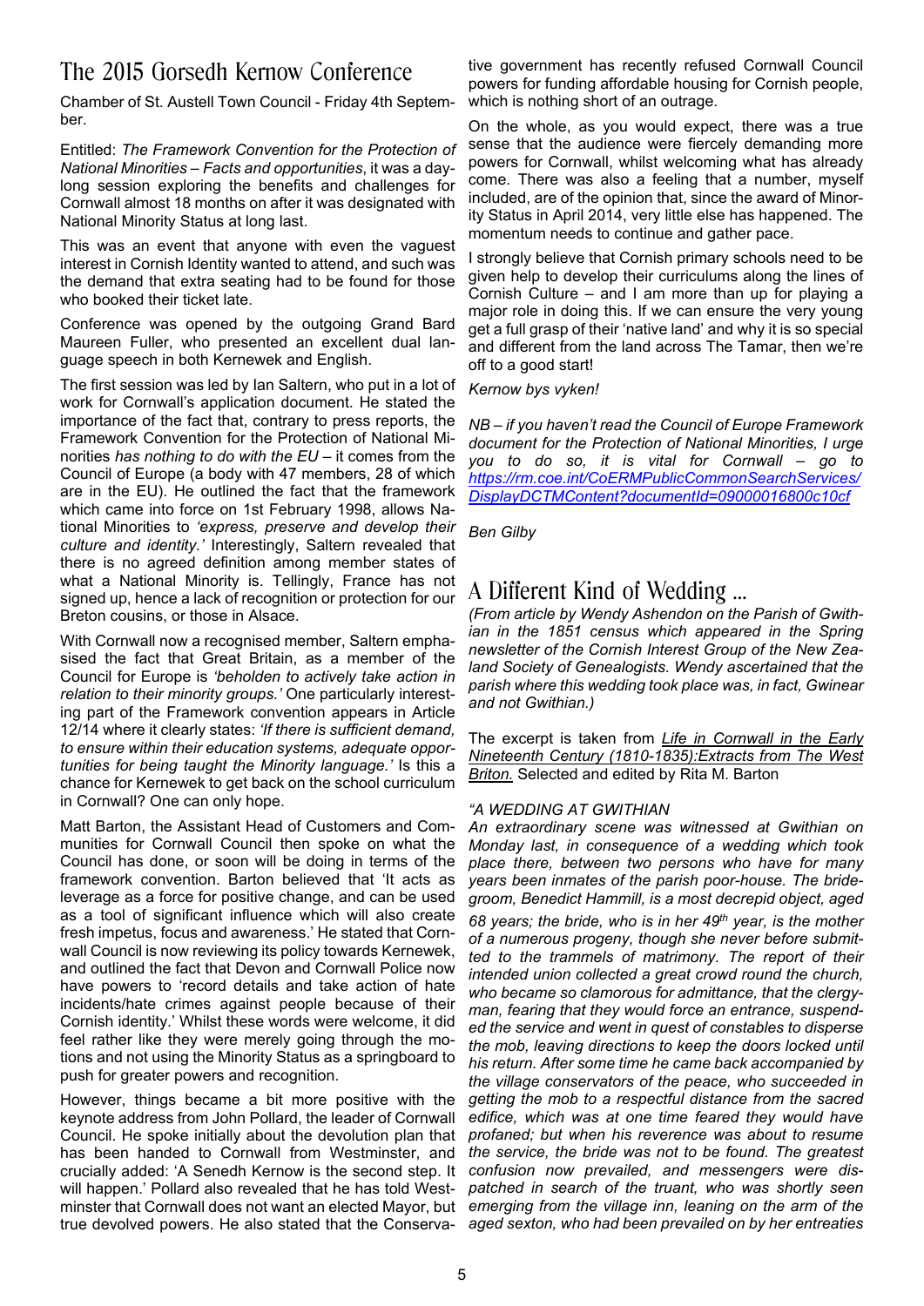## The 2015 Gorsedh Kernow Conference

Chamber of St. Austell Town Council - Friday 4th September.

Entitled: *The Framework Convention for the Protection of National Minorities – Facts and opportunities*, it was a day-long session exploring the benefits and challenges for Cornwall almost 18 months on after it was designated with National Minority Status at long last.

This was an event that anyone with even the vaguest interest in Cornish Identity wanted to attend, and such was the demand that extra seating had to be found for those who booked their ticket late.

Conference was opened by the outgoing Grand Bard Maureen Fuller, who presented an excellent dual language speech in both Kernewek and English.

The first session was led by Ian Saltern, who put in a lot of work for Cornwall's application document. He stated the importance of the fact that, contrary to press reports, the Framework Convention for the Protection of National Minorities *has nothing to do with the EU* – it comes from the Council of Europe (a body with 47 members, 28 of which are in the EU). He outlined the fact that the framework which came into force on 1st February 1998, allows National Minorities to *'express, preserve and develop their culture and identity.'* Interestingly, Saltern revealed that there is no agreed definition among member states of what a National Minority is. Tellingly, France has not signed up, hence a lack of recognition or protection for our Breton cousins, or those in Alsace.

With Cornwall now a recognised member, Saltern emphasised the fact that Great Britain, as a member of the Council for Europe is *'beholden to actively take action in relation to their minority groups.'* One particularly interesting part of the Framework convention appears in Article 12/14 where it clearly states: *'If there is sufficient demand, to ensure within their education systems, adequate opportunities for being taught the Minority language.'* Is this a chance for Kernewek to get back on the school curriculum in Cornwall? One can only hope.

Matt Barton, the Assistant Head of Customers and Communities for Cornwall Council then spoke on what the Council has done, or soon will be doing in terms of the framework convention. Barton believed that 'It acts as leverage as a force for positive change, and can be used as a tool of significant influence which will also create fresh impetus, focus and awareness.' He stated that Cornwall Council is now reviewing its policy towards Kernewek, and outlined the fact that Devon and Cornwall Police now have powers to 'record details and take action of hate incidents/hate crimes against people because of their Cornish identity.' Whilst these words were welcome, it did feel rather like they were merely going through the motions and not using the Minority Status as a springboard to push for greater powers and recognition.

However, things became a bit more positive with the keynote address from John Pollard, the leader of Cornwall Council. He spoke initially about the devolution plan that has been handed to Cornwall from Westminster, and crucially added: 'A Senedh Kernow is the second step. It will happen.' Pollard also revealed that he has told Westminster that Cornwall does not want an elected Mayor, but true devolved powers. He also stated that the Conservative government has recently refused Cornwall Council powers for funding affordable housing for Cornish people, which is nothing short of an outrage.

On the whole, as you would expect, there was a true sense that the audience were fiercely demanding more powers for Cornwall, whilst welcoming what has already come. There was also a feeling that a number, myself included, are of the opinion that, since the award of Minority Status in April 2014, very little else has happened. The momentum needs to continue and gather pace.

I strongly believe that Cornish primary schools need to be given help to develop their curriculums along the lines of Cornish Culture – and I am more than up for playing a major role in doing this. If we can ensure the very young get a full grasp of their 'native land' and why it is so special and different from the land across The Tamar, then we're off to a good start!

*Kernow bys vyken!*

*NB – if you haven't read the Council of Europe Framework document for the Protection of National Minorities, I urge you to do so, it is vital for Cornwall – go to [https://rm.coe.int/CoERMPublicCommonSearchServices/DisplayDCTMContent?documentId=09000016800c10cf](https://rm.coe.int/CoERMPublicCommonSearchServices/DisplayDCTMContent?documentId=09000016800c10cf)*

*Ben Gilby*

## A Different Kind of Wedding ...

*(From article by Wendy Ashendon on the Parish of Gwithian in the 1851 census which appeared in the Spring newsletter of the Cornish Interest Group of the New Zealand Society of Genealogists. Wendy ascertained that the parish where this wedding took place was, in fact, Gwinear and not Gwithian.)*

The excerpt is taken from *Life in Cornwall in the Early Nineteenth Century (1810-1835):Extracts from The West Briton.* Selected and edited by Rita M. Barton

*"A WEDDING AT GWITHIAN*

*An extraordinary scene was witnessed at Gwithian on Monday last, in consequence of a wedding which took place there, between two persons who have for many years been inmates of the parish poor-house. The bridegroom, Benedict Hammill, is a most decrepid object, aged 68 years; the bride, who is in her 49th year, is the mother of a numerous progeny, though she never before submitted to the trammels of matrimony. The report of their intended union collected a great crowd round the church, who became so clamorous for admittance, that the clergyman, fearing that they would force an entrance, suspended the service and went in quest of constables to disperse the mob, leaving directions to keep the doors locked until his return. After some time he came back accompanied by the village conservators of the peace, who succeeded in getting the mob to a respectful distance from the sacred edifice, which was at one time feared they would have profaned; but when his reverence was about to resume the service, the bride was not to be found. The greatest confusion now prevailed, and messengers were dispatched in search of the truant, who was shortly seen emerging from the village inn, leaning on the arm of the aged sexton, who had been prevailed on by her entreaties*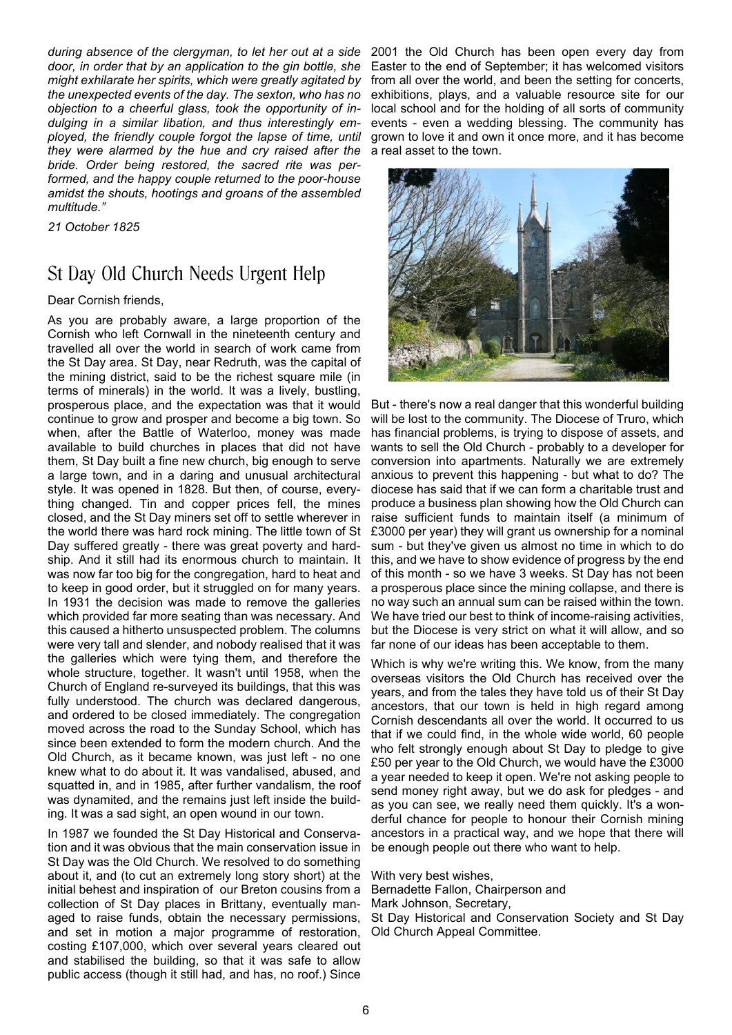*during absence of the clergyman, to let her out at a side door, in order that by an application to the gin bottle, she might exhilarate her spirits, which were greatly agitated by the unexpected events of the day. The sexton, who has no objection to a cheerful glass, took the opportunity of indulging in a similar libation, and thus interestingly employed, the friendly couple forgot the lapse of time, until they were alarmed by the hue and cry raised after the bride. Order being restored, the sacred rite was performed, and the happy couple returned to the poor-house amidst the shouts, hootings and groans of the assembled multitude."*

*21 October 1825*

## St Day Old Church Needs Urgent Help

Dear Cornish friends,

As you are probably aware, a large proportion of the Cornish who left Cornwall in the nineteenth century and travelled all over the world in search of work came from the St Day area. St Day, near Redruth, was the capital of the mining district, said to be the richest square mile (in terms of minerals) in the world. It was a lively, bustling, prosperous place, and the expectation was that it would continue to grow and prosper and become a big town. So when, after the Battle of Waterloo, money was made available to build churches in places that did not have them, St Day built a fine new church, big enough to serve a large town, and in a daring and unusual architectural style. It was opened in 1828. But then, of course, everything changed. Tin and copper prices fell, the mines closed, and the St Day miners set off to settle wherever in the world there was hard rock mining. The little town of St Day suffered greatly - there was great poverty and hardship. And it still had its enormous church to maintain. It was now far too big for the congregation, hard to heat and to keep in good order, but it struggled on for many years. In 1931 the decision was made to remove the galleries which provided far more seating than was necessary. And this caused a hitherto unsuspected problem. The columns were very tall and slender, and nobody realised that it was the galleries which were tying them, and therefore the whole structure, together. It wasn't until 1958, when the Church of England re-surveyed its buildings, that this was fully understood. The church was declared dangerous, and ordered to be closed immediately. The congregation moved across the road to the Sunday School, which has since been extended to form the modern church. And the Old Church, as it became known, was just left - no one knew what to do about it. It was vandalised, abused, and squatted in, and in 1985, after further vandalism, the roof was dynamited, and the remains just left inside the building. It was a sad sight, an open wound in our town.

In 1987 we founded the St Day Historical and Conservation and it was obvious that the main conservation issue in St Day was the Old Church. We resolved to do something about it, and (to cut an extremely long story short) at the initial behest and inspiration of our Breton cousins from a collection of St Day places in Brittany, eventually managed to raise funds, obtain the necessary permissions, and set in motion a major programme of restoration, costing £107,000, which over several years cleared out and stabilised the building, so that it was safe to allow public access (though it still had, and has, no roof.) Since 2001 the Old Church has been open every day from Easter to the end of September; it has welcomed visitors from all over the world, and been the setting for concerts, exhibitions, plays, and a valuable resource site for our local school and for the holding of all sorts of community events - even a wedding blessing. The community has grown to love it and own it once more, and it has become a real asset to the town.

But - there's now a real danger that this wonderful building will be lost to the community. The Diocese of Truro, which has financial problems, is trying to dispose of assets, and wants to sell the Old Church - probably to a developer for conversion into apartments. Naturally we are extremely anxious to prevent this happening - but what to do? The diocese has said that if we can form a charitable trust and produce a business plan showing how the Old Church can raise sufficient funds to maintain itself (a minimum of £3000 per year) they will grant us ownership for a nominal sum - but they've given us almost no time in which to do this, and we have to show evidence of progress by the end of this month - so we have 3 weeks. St Day has not been a prosperous place since the mining collapse, and there is no way such an annual sum can be raised within the town. We have tried our best to think of income-raising activities, but the Diocese is very strict on what it will allow, and so far none of our ideas has been acceptable to them.

Which is why we're writing this. We know, from the many overseas visitors the Old Church has received over the years, and from the tales they have told us of their St Day ancestors, that our town is held in high regard among Cornish descendants all over the world. It occurred to us that if we could find, in the whole wide world, 60 people who felt strongly enough about St Day to pledge to give £50 per year to the Old Church, we would have the £3000 a year needed to keep it open. We're not asking people to send money right away, but we do ask for pledges - and as you can see, we really need them quickly. It's a wonderful chance for people to honour their Cornish mining ancestors in a practical way, and we hope that there will be enough people out there who want to help.

With very best wishes,
Bernadette Fallon, Chairperson and
Mark Johnson, Secretary,
St Day Historical and Conservation Society and St Day Old Church Appeal Committee.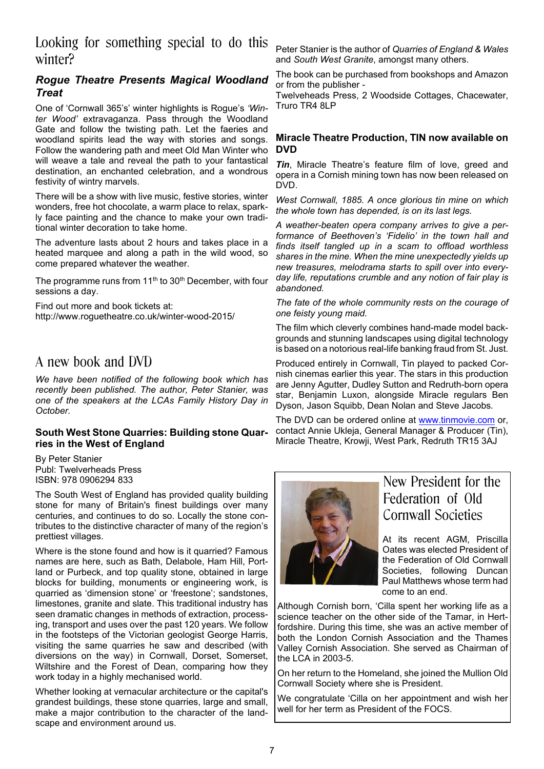# Looking for something special to do this winter?

### Rogue Theatre Presents Magical Woodland Treat

One of 'Cornwall 365's' winter highlights is Rogue's *'Winter Wood'* extravaganza. Pass through the Woodland Gate and follow the twisting path. Let the faeries and woodland spirits lead the way with stories and songs. Follow the wandering path and meet Old Man Winter who will weave a tale and reveal the path to your fantastical destination, an enchanted celebration, and a wondrous festivity of wintry marvels.

There will be a show with live music, festive stories, winter wonders, free hot chocolate, a warm place to relax, sparkly face painting and the chance to make your own traditional winter decoration to take home.

The adventure lasts about 2 hours and takes place in a heated marquee and along a path in the wild wood, so come prepared whatever the weather.

The programme runs from 11th to 30th December, with four sessions a day.

Find out more and book tickets at:
http://www.roguetheatre.co.uk/winter-wood-2015/

# A new book and DVD

*We have been notified of the following book which has recently been published. The author, Peter Stanier, was one of the speakers at the LCAs Family History Day in October.*

### South West Stone Quarries: Building stone Quarries in the West of England

By Peter Stanier
Publ: Twelverheads Press
ISBN: 978 0906294 833

The South West of England has provided quality building stone for many of Britain's finest buildings over many centuries, and continues to do so. Locally the stone contributes to the distinctive character of many of the region's prettiest villages.

Where is the stone found and how is it quarried? Famous names are here, such as Bath, Delabole, Ham Hill, Portland or Purbeck, and top quality stone, obtained in large blocks for building, monuments or engineering work, is quarried as 'dimension stone' or 'freestone'; sandstones, limestones, granite and slate. This traditional industry has seen dramatic changes in methods of extraction, processing, transport and uses over the past 120 years. We follow in the footsteps of the Victorian geologist George Harris, visiting the same quarries he saw and described (with diversions on the way) in Cornwall, Dorset, Somerset, Wiltshire and the Forest of Dean, comparing how they work today in a highly mechanised world.

Whether looking at vernacular architecture or the capital's grandest buildings, these stone quarries, large and small, make a major contribution to the character of the landscape and environment around us.

Peter Stanier is the author of *Quarries of England & Wales* and *South West Granite*, amongst many others.

The book can be purchased from bookshops and Amazon or from the publisher -
Twelveheads Press, 2 Woodside Cottages, Chacewater, Truro TR4 8LP

### Miracle Theatre Production, TIN now available on DVD

***Tin***, Miracle Theatre's feature film of love, greed and opera in a Cornish mining town has now been released on DVD.

*West Cornwall, 1885. A once glorious tin mine on which the whole town has depended, is on its last legs.*

*A weather-beaten opera company arrives to give a performance of Beethoven's 'Fidelio' in the town hall and finds itself tangled up in a scam to offload worthless shares in the mine. When the mine unexpectedly yields up new treasures, melodrama starts to spill over into everyday life, reputations crumble and any notion of fair play is abandoned.*

*The fate of the whole community rests on the courage of one feisty young maid.*

The film which cleverly combines hand-made model backgrounds and stunning landscapes using digital technology is based on a notorious real-life banking fraud from St. Just.

Produced entirely in Cornwall, Tin played to packed Cornish cinemas earlier this year. The stars in this production are Jenny Agutter, Dudley Sutton and Redruth-born opera star, Benjamin Luxon, alongside Miracle regulars Ben Dyson, Jason Squibb, Dean Nolan and Steve Jacobs.

The DVD can be ordered online at [www.tinmovie.com](www.tinmovie.com) or, contact Annie Ukleja, General Manager & Producer (Tin), Miracle Theatre, Krowji, West Park, Redruth TR15 3AJ

# New President for the Federation of Old Cornwall Societies

At its recent AGM, Priscilla Oates was elected President of the Federation of Old Cornwall Societies, following Duncan Paul Matthews whose term had come to an end.

Although Cornish born, 'Cilla spent her working life as a science teacher on the other side of the Tamar, in Hertfordshire. During this time, she was an active member of both the London Cornish Association and the Thames Valley Cornish Association. She served as Chairman of the LCA in 2003-5.

On her return to the Homeland, she joined the Mullion Old Cornwall Society where she is President.

We congratulate 'Cilla on her appointment and wish her well for her term as President of the FOCS.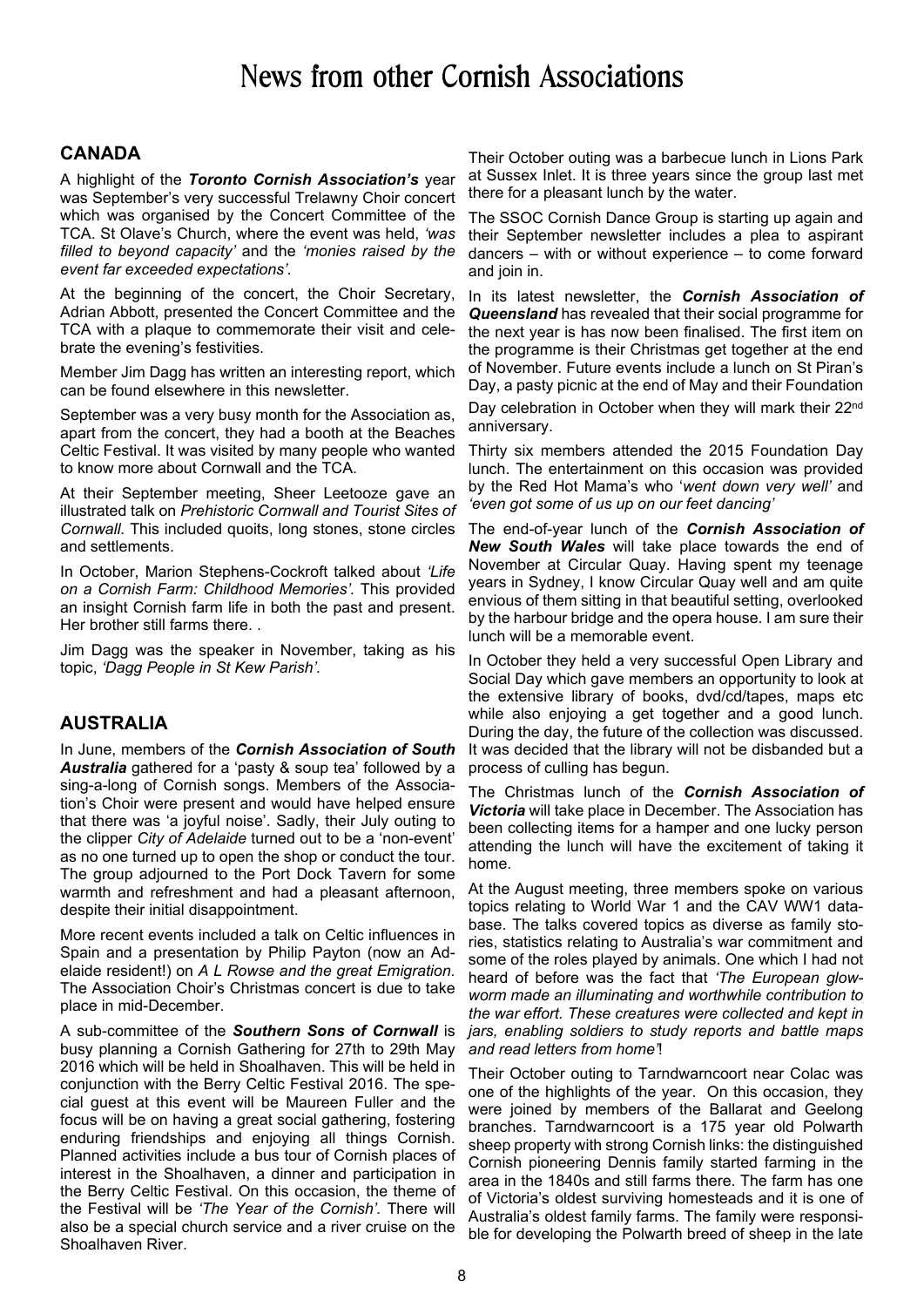# News from other Cornish Associations

## CANADA

A highlight of the ***Toronto Cornish Association's*** year was September's very successful Trelawny Choir concert which was organised by the Concert Committee of the TCA. St Olave's Church, where the event was held, *'was filled to beyond capacity'* and the *'monies raised by the event far exceeded expectations'*.

At the beginning of the concert, the Choir Secretary, Adrian Abbott, presented the Concert Committee and the TCA with a plaque to commemorate their visit and celebrate the evening's festivities.

Member Jim Dagg has written an interesting report, which can be found elsewhere in this newsletter.

September was a very busy month for the Association as, apart from the concert, they had a booth at the Beaches Celtic Festival. It was visited by many people who wanted to know more about Cornwall and the TCA.

At their September meeting, Sheer Leetooze gave an illustrated talk on *Prehistoric Cornwall and Tourist Sites of Cornwall.* This included quoits, long stones, stone circles and settlements.

In October, Marion Stephens-Cockroft talked about *'Life on a Cornish Farm: Childhood Memories'.* This provided an insight Cornish farm life in both the past and present. Her brother still farms there. .

Jim Dagg was the speaker in November, taking as his topic, *'Dagg People in St Kew Parish'.*

## AUSTRALIA

In June, members of the ***Cornish Association of South Australia*** gathered for a 'pasty & soup tea' followed by a sing-a-long of Cornish songs. Members of the Association's Choir were present and would have helped ensure that there was 'a joyful noise'. Sadly, their July outing to the clipper *City of Adelaide* turned out to be a 'non-event' as no one turned up to open the shop or conduct the tour. The group adjourned to the Port Dock Tavern for some warmth and refreshment and had a pleasant afternoon, despite their initial disappointment.

More recent events included a talk on Celtic influences in Spain and a presentation by Philip Payton (now an Adelaide resident!) on *A L Rowse and the great Emigration.* The Association Choir's Christmas concert is due to take place in mid-December.

A sub-committee of the ***Southern Sons of Cornwall*** is busy planning a Cornish Gathering for 27th to 29th May 2016 which will be held in Shoalhaven. This will be held in conjunction with the Berry Celtic Festival 2016. The special guest at this event will be Maureen Fuller and the focus will be on having a great social gathering, fostering enduring friendships and enjoying all things Cornish. Planned activities include a bus tour of Cornish places of interest in the Shoalhaven, a dinner and participation in the Berry Celtic Festival. On this occasion, the theme of the Festival will be *'The Year of the Cornish'.* There will also be a special church service and a river cruise on the Shoalhaven River.

Their October outing was a barbecue lunch in Lions Park at Sussex Inlet. It is three years since the group last met there for a pleasant lunch by the water.

The SSOC Cornish Dance Group is starting up again and their September newsletter includes a plea to aspirant dancers – with or without experience – to come forward and join in.

In its latest newsletter, the ***Cornish Association of Queensland*** has revealed that their social programme for the next year is has now been finalised. The first item on the programme is their Christmas get together at the end of November. Future events include a lunch on St Piran's Day, a pasty picnic at the end of May and their Foundation Day celebration in October when they will mark their 22nd anniversary.

Thirty six members attended the 2015 Foundation Day lunch. The entertainment on this occasion was provided by the Red Hot Mama's who '*went down very well'* and *'even got some of us up on our feet dancing'*

The end-of-year lunch of the ***Cornish Association of New South Wales*** will take place towards the end of November at Circular Quay. Having spent my teenage years in Sydney, I know Circular Quay well and am quite envious of them sitting in that beautiful setting, overlooked by the harbour bridge and the opera house. I am sure their lunch will be a memorable event.

In October they held a very successful Open Library and Social Day which gave members an opportunity to look at the extensive library of books, dvd/cd/tapes, maps etc while also enjoying a get together and a good lunch. During the day, the future of the collection was discussed. It was decided that the library will not be disbanded but a process of culling has begun.

The Christmas lunch of the ***Cornish Association of Victoria*** will take place in December. The Association has been collecting items for a hamper and one lucky person attending the lunch will have the excitement of taking it home.

At the August meeting, three members spoke on various topics relating to World War 1 and the CAV WW1 database. The talks covered topics as diverse as family stories, statistics relating to Australia's war commitment and some of the roles played by animals. One which I had not heard of before was the fact that *'The European glow-worm made an illuminating and worthwhile contribution to the war effort. These creatures were collected and kept in jars, enabling soldiers to study reports and battle maps and read letters from home'*!

Their October outing to Tarndwarncoort near Colac was one of the highlights of the year. On this occasion, they were joined by members of the Ballarat and Geelong branches. Tarndwarncoort is a 175 year old Polwarth sheep property with strong Cornish links: the distinguished Cornish pioneering Dennis family started farming in the area in the 1840s and still farms there. The farm has one of Victoria's oldest surviving homesteads and it is one of Australia's oldest family farms. The family were responsible for developing the Polwarth breed of sheep in the late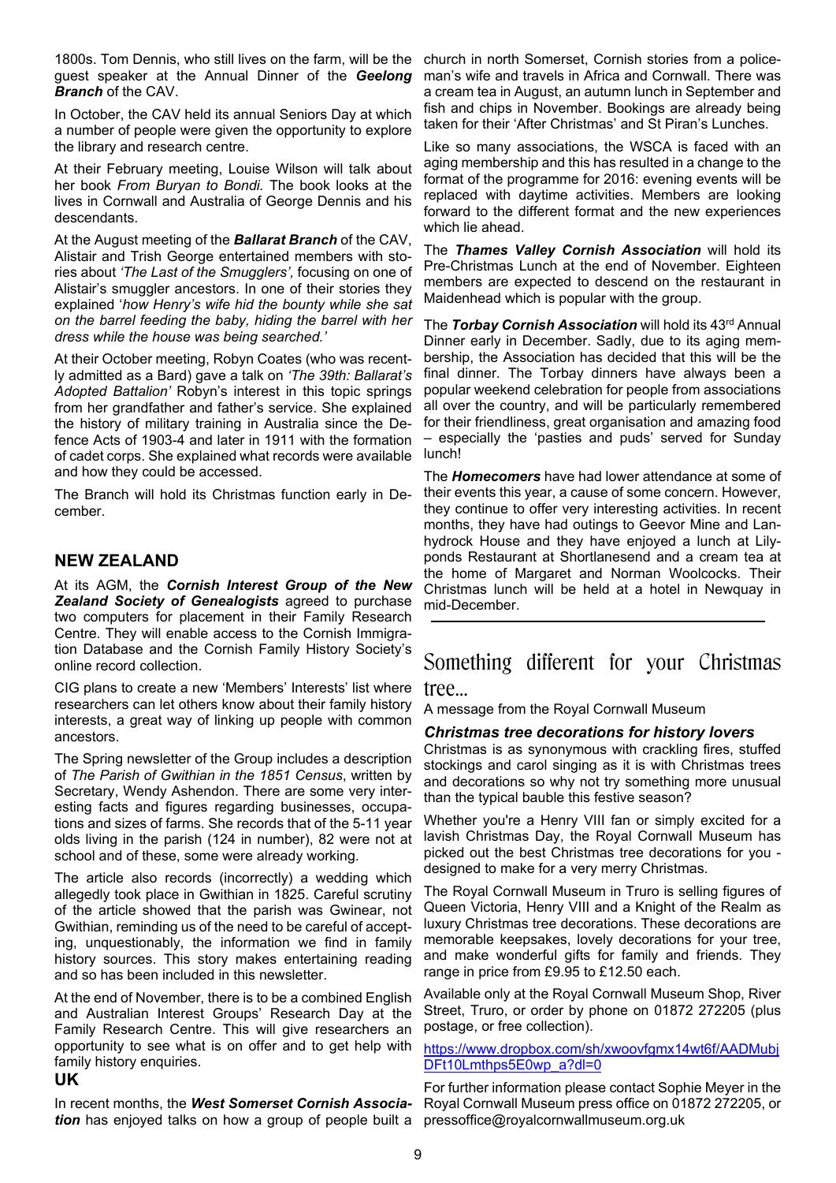1800s. Tom Dennis, who still lives on the farm, will be the guest speaker at the Annual Dinner of the ***Geelong Branch*** of the CAV.

In October, the CAV held its annual Seniors Day at which a number of people were given the opportunity to explore the library and research centre.

At their February meeting, Louise Wilson will talk about her book *From Buryan to Bondi.* The book looks at the lives in Cornwall and Australia of George Dennis and his descendants.

At the August meeting of the ***Ballarat Branch*** of the CAV, Alistair and Trish George entertained members with stories about *'The Last of the Smugglers',* focusing on one of Alistair's smuggler ancestors. In one of their stories they explained '*how Henry's wife hid the bounty while she sat on the barrel feeding the baby, hiding the barrel with her dress while the house was being searched.'*

At their October meeting, Robyn Coates (who was recently admitted as a Bard) gave a talk on *'The 39th: Ballarat's Adopted Battalion'* Robyn's interest in this topic springs from her grandfather and father's service. She explained the history of military training in Australia since the Defence Acts of 1903-4 and later in 1911 with the formation of cadet corps. She explained what records were available and how they could be accessed.

The Branch will hold its Christmas function early in December.

## NEW ZEALAND

At its AGM, the ***Cornish Interest Group of the New Zealand Society of Genealogists*** agreed to purchase two computers for placement in their Family Research Centre. They will enable access to the Cornish Immigration Database and the Cornish Family History Society's online record collection.

CIG plans to create a new 'Members' Interests' list where researchers can let others know about their family history interests, a great way of linking up people with common ancestors.

The Spring newsletter of the Group includes a description of *The Parish of Gwithian in the 1851 Census*, written by Secretary, Wendy Ashendon. There are some very interesting facts and figures regarding businesses, occupations and sizes of farms. She records that of the 5-11 year olds living in the parish (124 in number), 82 were not at school and of these, some were already working.

The article also records (incorrectly) a wedding which allegedly took place in Gwithian in 1825. Careful scrutiny of the article showed that the parish was Gwinear, not Gwithian, reminding us of the need to be careful of accepting, unquestionably, the information we find in family history sources. This story makes entertaining reading and so has been included in this newsletter.

At the end of November, there is to be a combined English and Australian Interest Groups' Research Day at the Family Research Centre. This will give researchers an opportunity to see what is on offer and to get help with family history enquiries.

## UK

In recent months, the ***West Somerset Cornish Association*** has enjoyed talks on how a group of people built a church in north Somerset, Cornish stories from a policeman's wife and travels in Africa and Cornwall. There was a cream tea in August, an autumn lunch in September and fish and chips in November. Bookings are already being taken for their 'After Christmas' and St Piran's Lunches.

Like so many associations, the WSCA is faced with an aging membership and this has resulted in a change to the format of the programme for 2016: evening events will be replaced with daytime activities. Members are looking forward to the different format and the new experiences which lie ahead.

The ***Thames Valley Cornish Association*** will hold its Pre-Christmas Lunch at the end of November. Eighteen members are expected to descend on the restaurant in Maidenhead which is popular with the group.

The ***Torbay Cornish Association*** will hold its 43rd Annual Dinner early in December. Sadly, due to its aging membership, the Association has decided that this will be the final dinner. The Torbay dinners have always been a popular weekend celebration for people from associations all over the country, and will be particularly remembered for their friendliness, great organisation and amazing food – especially the 'pasties and puds' served for Sunday lunch!

The ***Homecomers*** have had lower attendance at some of their events this year, a cause of some concern. However, they continue to offer very interesting activities. In recent months, they have had outings to Geevor Mine and Lanhydrock House and they have enjoyed a lunch at Lilyponds Restaurant at Shortlanesend and a cream tea at the home of Margaret and Norman Woolcocks. Their Christmas lunch will be held at a hotel in Newquay in mid-December.

# Something different for your Christmas tree...

A message from the Royal Cornwall Museum

### *Christmas tree decorations for history lovers*

Christmas is as synonymous with crackling fires, stuffed stockings and carol singing as it is with Christmas trees and decorations so why not try something more unusual than the typical bauble this festive season?

Whether you're a Henry VIII fan or simply excited for a lavish Christmas Day, the Royal Cornwall Museum has picked out the best Christmas tree decorations for you - designed to make for a very merry Christmas.

The Royal Cornwall Museum in Truro is selling figures of Queen Victoria, Henry VIII and a Knight of the Realm as luxury Christmas tree decorations. These decorations are memorable keepsakes, lovely decorations for your tree, and make wonderful gifts for family and friends. They range in price from £9.95 to £12.50 each.

Available only at the Royal Cornwall Museum Shop, River Street, Truro, or order by phone on 01872 272205 (plus postage, or free collection).

https://www.dropbox.com/sh/xwoovfgmx14wt6f/AADMubjDFt10Lmthps5E0wp_a?dl=0

For further information please contact Sophie Meyer in the Royal Cornwall Museum press office on 01872 272205, or pressoffice@royalcornwallmuseum.org.uk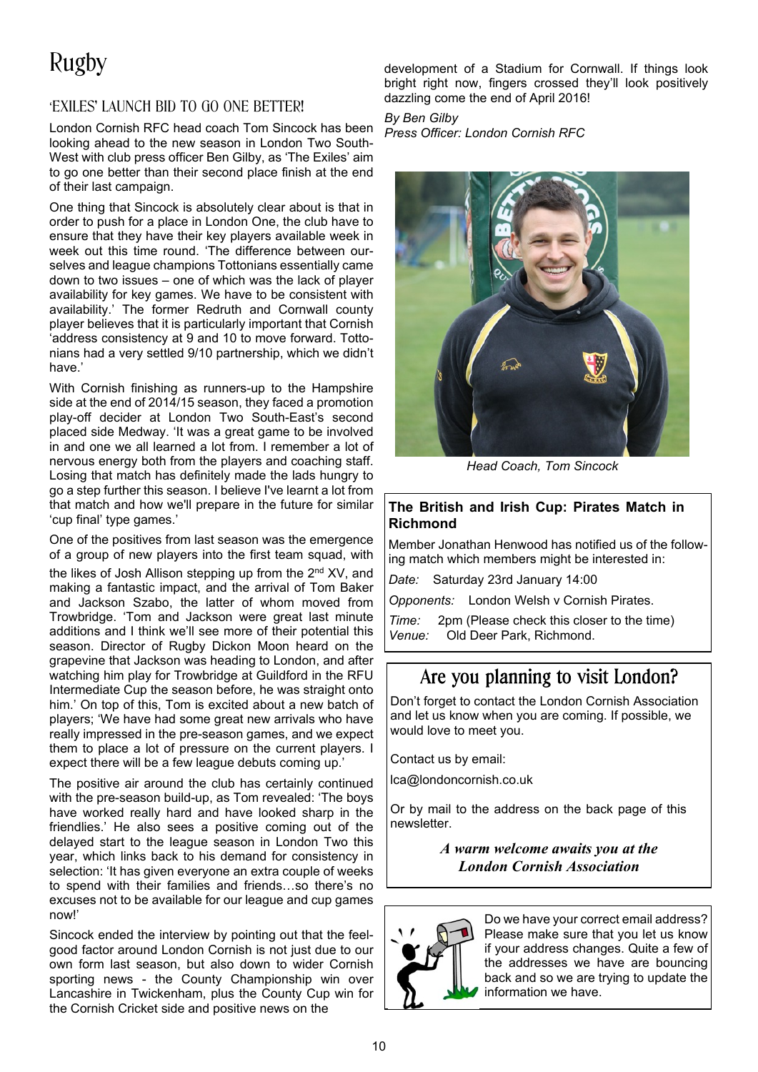# Rugby

## 'EXILES' LAUNCH BID TO GO ONE BETTER!

London Cornish RFC head coach Tom Sincock has been looking ahead to the new season in London Two South-West with club press officer Ben Gilby, as 'The Exiles' aim to go one better than their second place finish at the end of their last campaign.

One thing that Sincock is absolutely clear about is that in order to push for a place in London One, the club have to ensure that they have their key players available week in week out this time round. 'The difference between ourselves and league champions Tottonians essentially came down to two issues – one of which was the lack of player availability for key games. We have to be consistent with availability.' The former Redruth and Cornwall county player believes that it is particularly important that Cornish 'address consistency at 9 and 10 to move forward. Tottonians had a very settled 9/10 partnership, which we didn't have.'

With Cornish finishing as runners-up to the Hampshire side at the end of 2014/15 season, they faced a promotion play-off decider at London Two South-East's second placed side Medway. 'It was a great game to be involved in and one we all learned a lot from. I remember a lot of nervous energy both from the players and coaching staff. Losing that match has definitely made the lads hungry to go a step further this season. I believe I've learnt a lot from that match and how we'll prepare in the future for similar 'cup final' type games.'

One of the positives from last season was the emergence of a group of new players into the first team squad, with the likes of Josh Allison stepping up from the 2nd XV, and making a fantastic impact, and the arrival of Tom Baker and Jackson Szabo, the latter of whom moved from Trowbridge. 'Tom and Jackson were great last minute additions and I think we'll see more of their potential this season. Director of Rugby Dickon Moon heard on the grapevine that Jackson was heading to London, and after watching him play for Trowbridge at Guildford in the RFU Intermediate Cup the season before, he was straight onto him.' On top of this, Tom is excited about a new batch of players; 'We have had some great new arrivals who have really impressed in the pre-season games, and we expect them to place a lot of pressure on the current players. I expect there will be a few league debuts coming up.'

The positive air around the club has certainly continued with the pre-season build-up, as Tom revealed: 'The boys have worked really hard and have looked sharp in the friendlies.' He also sees a positive coming out of the delayed start to the league season in London Two this year, which links back to his demand for consistency in selection: 'It has given everyone an extra couple of weeks to spend with their families and friends…so there's no excuses not to be available for our league and cup games now!'

Sincock ended the interview by pointing out that the feel-good factor around London Cornish is not just due to our own form last season, but also down to wider Cornish sporting news - the County Championship win over Lancashire in Twickenham, plus the County Cup win for the Cornish Cricket side and positive news on the development of a Stadium for Cornwall. If things look bright right now, fingers crossed they'll look positively dazzling come the end of April 2016!

*By Ben Gilby*
*Press Officer: London Cornish RFC*

*Head Coach, Tom Sincock*

### The British and Irish Cup: Pirates Match in Richmond

Member Jonathan Henwood has notified us of the following match which members might be interested in:

*Date:* Saturday 23rd January 14:00

*Opponents:* London Welsh v Cornish Pirates.

*Time:* 2pm (Please check this closer to the time)
*Venue:* Old Deer Park, Richmond.

## Are you planning to visit London?

Don't forget to contact the London Cornish Association and let us know when you are coming. If possible, we would love to meet you.

Contact us by email:

lca@londoncornish.co.uk

Or by mail to the address on the back page of this newsletter.

***A warm welcome awaits you at the London Cornish Association***

Do we have your correct email address? Please make sure that you let us know if your address changes. Quite a few of the addresses we have are bouncing back and so we are trying to update the information we have.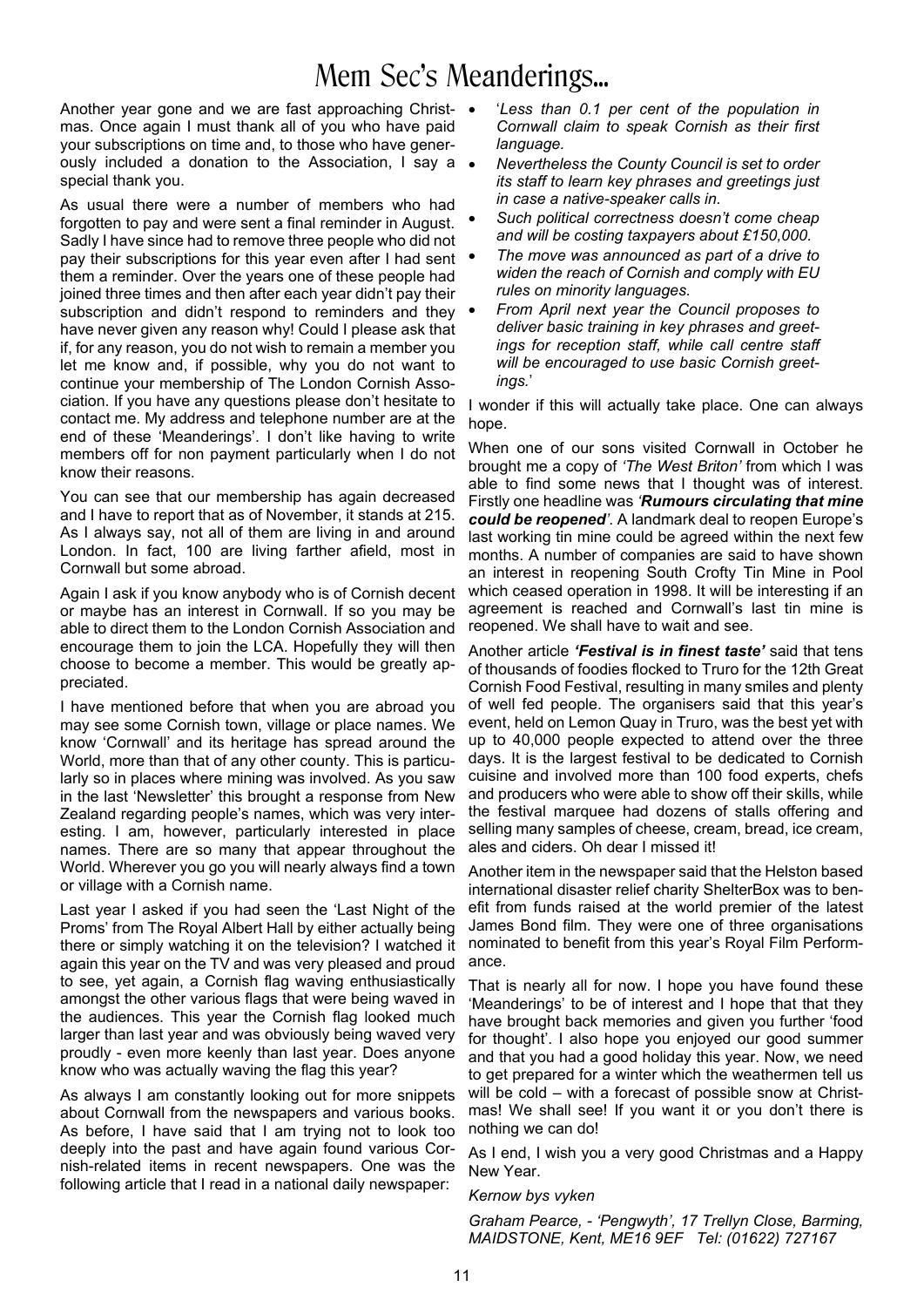# Mem Sec's Meanderings...

Another year gone and we are fast approaching Christmas. Once again I must thank all of you who have paid your subscriptions on time and, to those who have generously included a donation to the Association, I say a special thank you.

As usual there were a number of members who had forgotten to pay and were sent a final reminder in August. Sadly I have since had to remove three people who did not pay their subscriptions for this year even after I had sent them a reminder. Over the years one of these people had joined three times and then after each year didn't pay their subscription and didn't respond to reminders and they have never given any reason why! Could I please ask that if, for any reason, you do not wish to remain a member you let me know and, if possible, why you do not want to continue your membership of The London Cornish Association. If you have any questions please don't hesitate to contact me. My address and telephone number are at the end of these 'Meanderings'. I don't like having to write members off for non payment particularly when I do not know their reasons.

You can see that our membership has again decreased and I have to report that as of November, it stands at 215. As I always say, not all of them are living in and around London. In fact, 100 are living farther afield, most in Cornwall but some abroad.

Again I ask if you know anybody who is of Cornish decent or maybe has an interest in Cornwall. If so you may be able to direct them to the London Cornish Association and encourage them to join the LCA. Hopefully they will then choose to become a member. This would be greatly appreciated.

I have mentioned before that when you are abroad you may see some Cornish town, village or place names. We know 'Cornwall' and its heritage has spread around the World, more than that of any other county. This is particularly so in places where mining was involved. As you saw in the last 'Newsletter' this brought a response from New Zealand regarding people's names, which was very interesting. I am, however, particularly interested in place names. There are so many that appear throughout the World. Wherever you go you will nearly always find a town or village with a Cornish name.

Last year I asked if you had seen the 'Last Night of the Proms' from The Royal Albert Hall by either actually being there or simply watching it on the television? I watched it again this year on the TV and was very pleased and proud to see, yet again, a Cornish flag waving enthusiastically amongst the other various flags that were being waved in the audiences. This year the Cornish flag looked much larger than last year and was obviously being waved very proudly - even more keenly than last year. Does anyone know who was actually waving the flag this year?

As always I am constantly looking out for more snippets about Cornwall from the newspapers and various books. As before, I have said that I am trying not to look too deeply into the past and have again found various Cornish-related items in recent newspapers. One was the following article that I read in a national daily newspaper:

- '*Less than 0.1 per cent of the population in Cornwall claim to speak Cornish as their first language.*
- *Nevertheless the County Council is set to order its staff to learn key phrases and greetings just in case a native-speaker calls in.*
- *Such political correctness doesn't come cheap and will be costing taxpayers about £150,000.*
- *The move was announced as part of a drive to widen the reach of Cornish and comply with EU rules on minority languages.*
- *From April next year the Council proposes to deliver basic training in key phrases and greetings for reception staff, while call centre staff will be encouraged to use basic Cornish greetings.*'

I wonder if this will actually take place. One can always hope.

When one of our sons visited Cornwall in October he brought me a copy of *'The West Briton'* from which I was able to find some news that I thought was of interest. Firstly one headline was *'**Rumours circulating that mine could be reopened**'*. A landmark deal to reopen Europe's last working tin mine could be agreed within the next few months. A number of companies are said to have shown an interest in reopening South Crofty Tin Mine in Pool which ceased operation in 1998. It will be interesting if an agreement is reached and Cornwall's last tin mine is reopened. We shall have to wait and see.

Another article ***'Festival is in finest taste'*** said that tens of thousands of foodies flocked to Truro for the 12th Great Cornish Food Festival, resulting in many smiles and plenty of well fed people. The organisers said that this year's event, held on Lemon Quay in Truro, was the best yet with up to 40,000 people expected to attend over the three days. It is the largest festival to be dedicated to Cornish cuisine and involved more than 100 food experts, chefs and producers who were able to show off their skills, while the festival marquee had dozens of stalls offering and selling many samples of cheese, cream, bread, ice cream, ales and ciders. Oh dear I missed it!

Another item in the newspaper said that the Helston based international disaster relief charity ShelterBox was to benefit from funds raised at the world premier of the latest James Bond film. They were one of three organisations nominated to benefit from this year's Royal Film Performance.

That is nearly all for now. I hope you have found these 'Meanderings' to be of interest and I hope that that they have brought back memories and given you further 'food for thought'. I also hope you enjoyed our good summer and that you had a good holiday this year. Now, we need to get prepared for a winter which the weathermen tell us will be cold – with a forecast of possible snow at Christmas! We shall see! If you want it or you don't there is nothing we can do!

As I end, I wish you a very good Christmas and a Happy New Year.

*Kernow bys vyken*

*Graham Pearce, - 'Pengwyth', 17 Trellyn Close, Barming, MAIDSTONE, Kent, ME16 9EF Tel: (01622) 727167*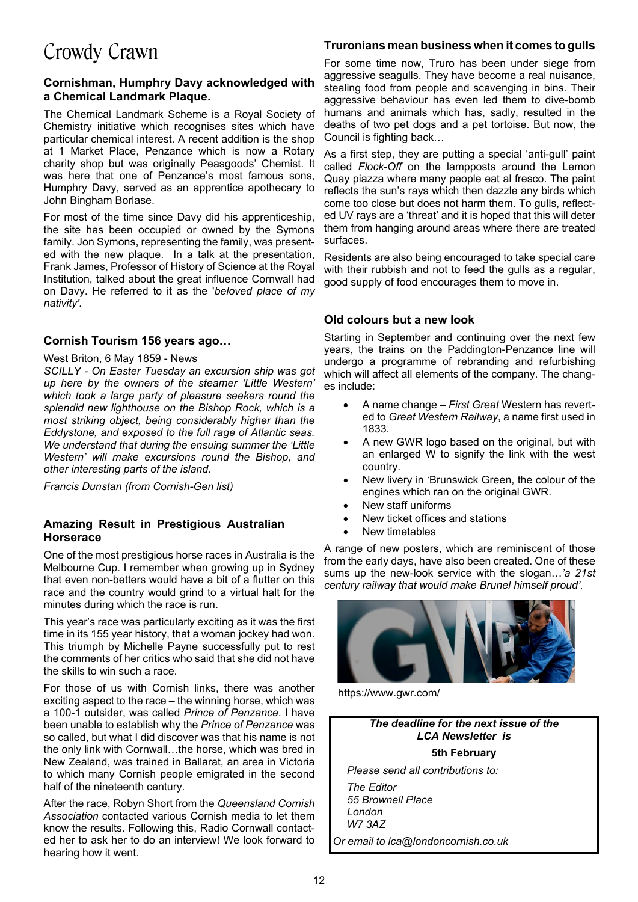# Crowdy Crawn

### Cornishman, Humphry Davy acknowledged with a Chemical Landmark Plaque.

The Chemical Landmark Scheme is a Royal Society of Chemistry initiative which recognises sites which have particular chemical interest. A recent addition is the shop at 1 Market Place, Penzance which is now a Rotary charity shop but was originally Peasgoods' Chemist. It was here that one of Penzance's most famous sons, Humphry Davy, served as an apprentice apothecary to John Bingham Borlase.

For most of the time since Davy did his apprenticeship, the site has been occupied or owned by the Symons family. Jon Symons, representing the family, was presented with the new plaque. In a talk at the presentation, Frank James, Professor of History of Science at the Royal Institution, talked about the great influence Cornwall had on Davy. He referred to it as the '*beloved place of my nativity'.*

### Cornish Tourism 156 years ago…

West Briton, 6 May 1859 - News

*SCILLY - On Easter Tuesday an excursion ship was got up here by the owners of the steamer 'Little Western' which took a large party of pleasure seekers round the splendid new lighthouse on the Bishop Rock, which is a most striking object, being considerably higher than the Eddystone, and exposed to the full rage of Atlantic seas. We understand that during the ensuing summer the 'Little Western' will make excursions round the Bishop, and other interesting parts of the island.*

*Francis Dunstan (from Cornish-Gen list)*

### Amazing Result in Prestigious Australian Horserace

One of the most prestigious horse races in Australia is the Melbourne Cup. I remember when growing up in Sydney that even non-betters would have a bit of a flutter on this race and the country would grind to a virtual halt for the minutes during which the race is run.

This year's race was particularly exciting as it was the first time in its 155 year history, that a woman jockey had won. This triumph by Michelle Payne successfully put to rest the comments of her critics who said that she did not have the skills to win such a race.

For those of us with Cornish links, there was another exciting aspect to the race – the winning horse, which was a 100-1 outsider, was called *Prince of Penzance*. I have been unable to establish why the *Prince of Penzance* was so called, but what I did discover was that his name is not the only link with Cornwall…the horse, which was bred in New Zealand, was trained in Ballarat, an area in Victoria to which many Cornish people emigrated in the second half of the nineteenth century.

After the race, Robyn Short from the *Queensland Cornish Association* contacted various Cornish media to let them know the results. Following this, Radio Cornwall contacted her to ask her to do an interview! We look forward to hearing how it went.

### Truronians mean business when it comes to gulls

For some time now, Truro has been under siege from aggressive seagulls. They have become a real nuisance, stealing food from people and scavenging in bins. Their aggressive behaviour has even led them to dive-bomb humans and animals which has, sadly, resulted in the deaths of two pet dogs and a pet tortoise. But now, the Council is fighting back…

As a first step, they are putting a special 'anti-gull' paint called *Flock-Off* on the lampposts around the Lemon Quay piazza where many people eat al fresco. The paint reflects the sun's rays which then dazzle any birds which come too close but does not harm them. To gulls, reflected UV rays are a 'threat' and it is hoped that this will deter them from hanging around areas where there are treated surfaces.

Residents are also being encouraged to take special care with their rubbish and not to feed the gulls as a regular, good supply of food encourages them to move in.

### Old colours but a new look

Starting in September and continuing over the next few years, the trains on the Paddington-Penzance line will undergo a programme of rebranding and refurbishing which will affect all elements of the company. The changes include:

- A name change – *First Great* Western has reverted to *Great Western Railway*, a name first used in 1833.
- A new GWR logo based on the original, but with an enlarged W to signify the link with the west country.
- New livery in 'Brunswick Green, the colour of the engines which ran on the original GWR.
- New staff uniforms
- New ticket offices and stations
- New timetables

A range of new posters, which are reminiscent of those from the early days, have also been created. One of these sums up the new-look service with the slogan…*'a 21st century railway that would make Brunel himself proud'.*

https://www.gwr.com/

***The deadline for the next issue of the LCA Newsletter is***

**5th February**

*Please send all contributions to:*

*The Editor*
*55 Brownell Place*
*London*
*W7 3AZ*

*Or email to lca@londoncornish.co.uk*